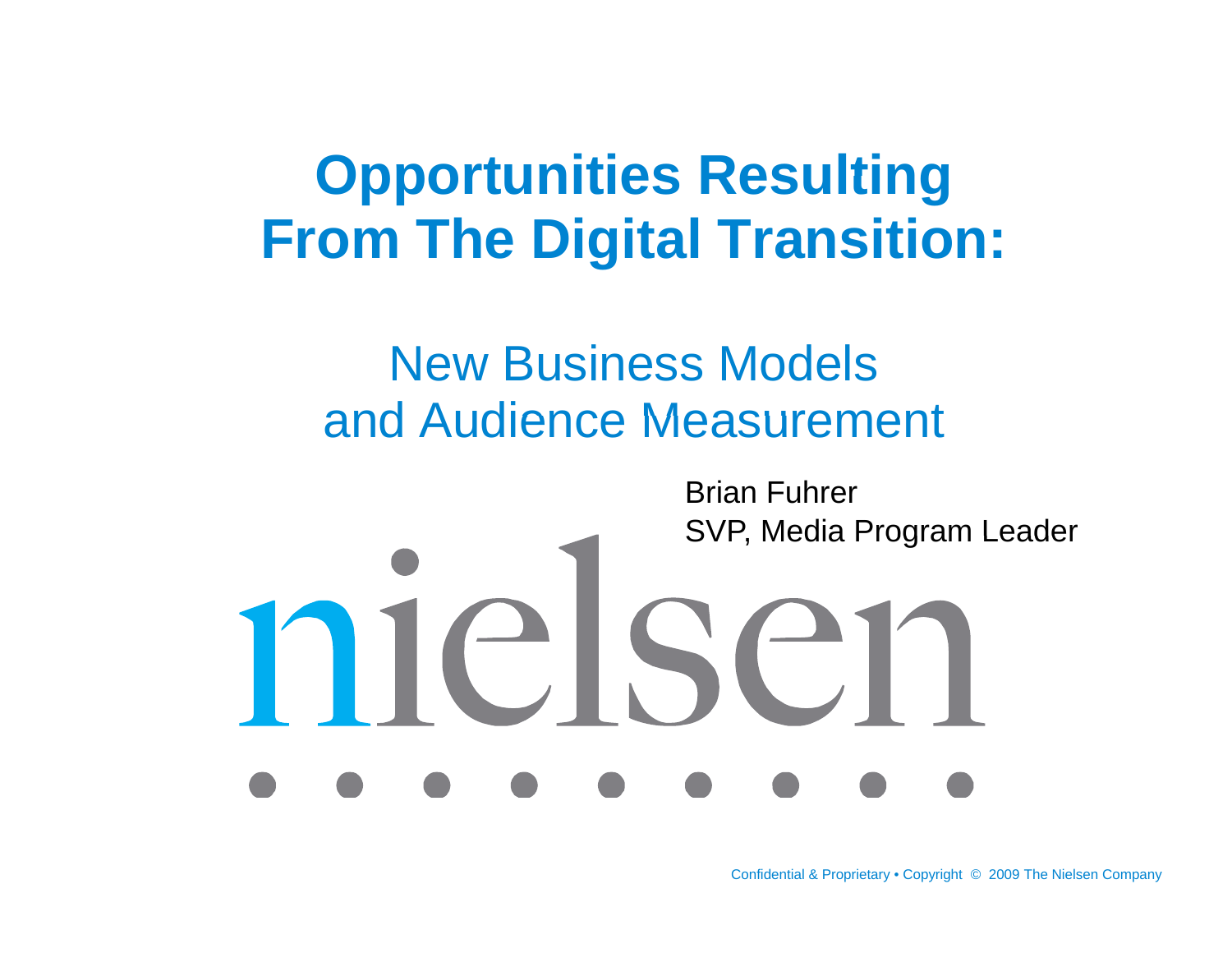# Opportunities Resulting From The Digital Transition:

## New Business Models and Audience Measurement

Brian Fuhrer
SVP, Media Program Leader

nielsen

Confidential & Proprietary • Copyright © 2009 The Nielsen Company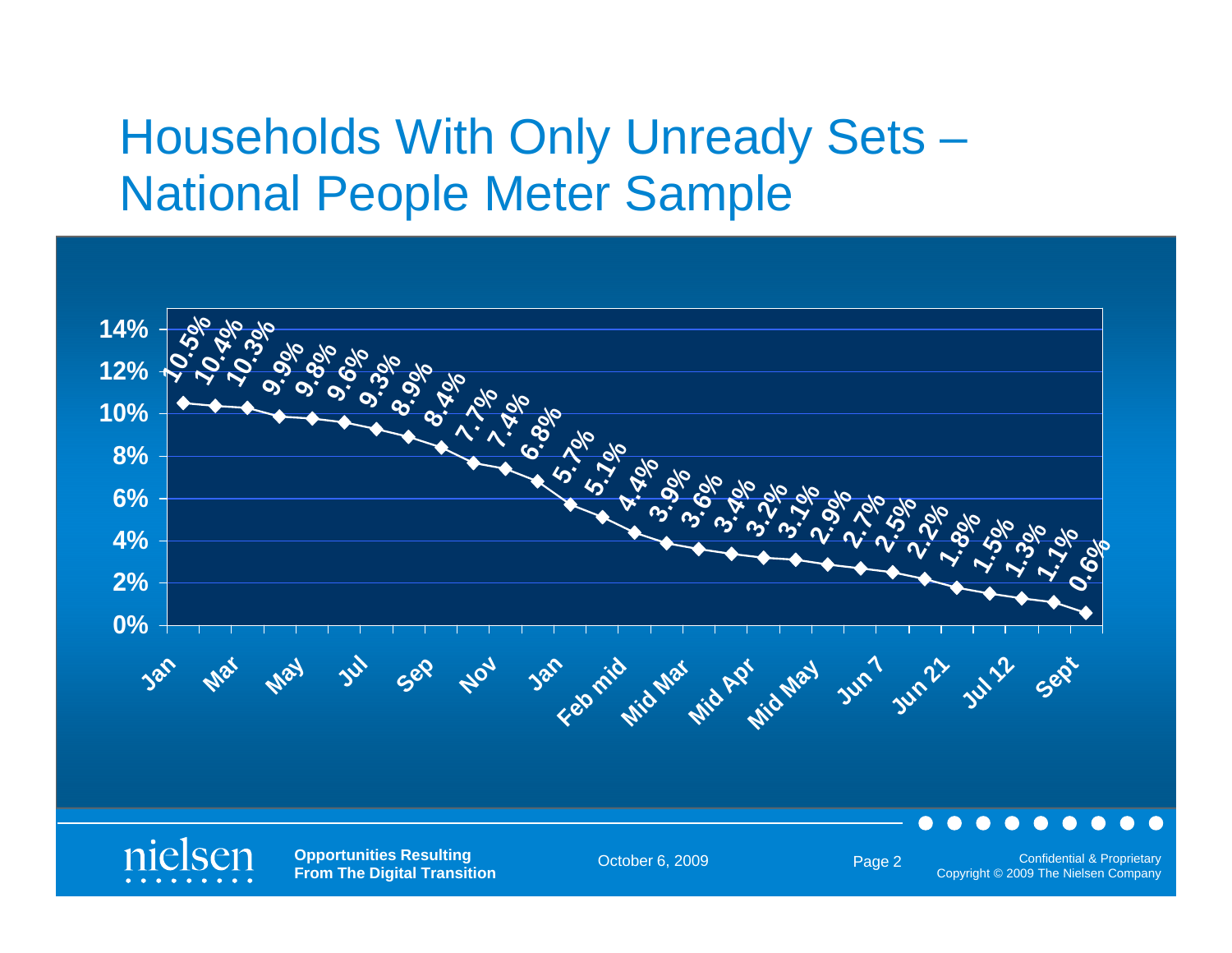# Households With Only Unready Sets – National People Meter Sample

| Period | Households With Only Unready Sets |
|---|---|
| Jan | 10.5% |
| | 10.4% |
| Mar | 10.3% |
| | 9.9% |
| May | 9.8% |
| | 9.6% |
| Jul | 9.3% |
| | 8.9% |
| Sep | 8.4% |
| | 7.7% |
| Nov | 7.4% |
| | 6.8% |
| Jan | 5.7% |
| | 5.1% |
| Feb mid | 4.4% |
| | 3.9% |
| Mid Mar | 3.6% |
| | 3.4% |
| Mid Apr | 3.2% |
| | 3.1% |
| Mid May | 2.9% |
| | 2.7% |
| Jun 7 | 2.5% |
| | 2.2% |
| Jun 21 | 1.8% |
| | 1.5% |
| Jul 12 | 1.3% |
| | 1.1% |
| Sept | 0.6% |

Opportunities Resulting From The Digital Transition

October 6, 2009

Confidential & Proprietary
Copyright © 2009 The Nielsen Company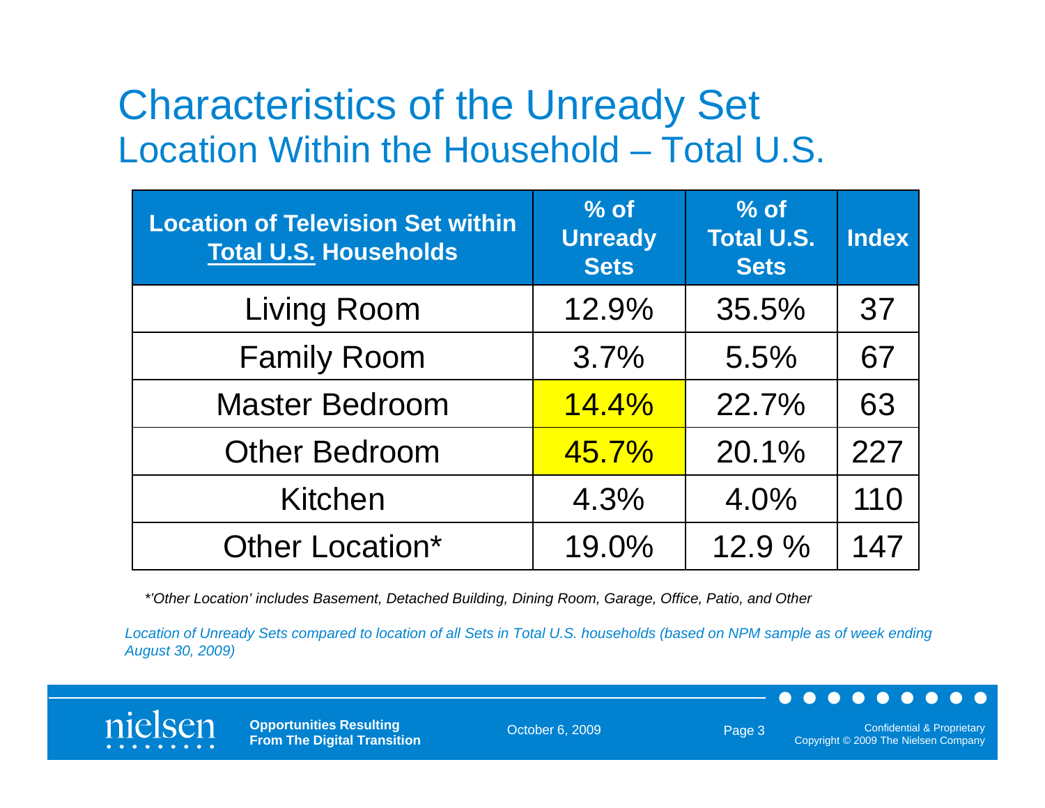# Characteristics of the Unready Set

## Location Within the Household – Total U.S.

| Location of Television Set within Total U.S. Households | % of Unready Sets | % of Total U.S. Sets | Index |
|---|---|---|---|
| Living Room | 12.9% | 35.5% | 37 |
| Family Room | 3.7% | 5.5% | 67 |
| Master Bedroom | 14.4% | 22.7% | 63 |
| Other Bedroom | 45.7% | 20.1% | 227 |
| Kitchen | 4.3% | 4.0% | 110 |
| Other Location* | 19.0% | 12.9 % | 147 |

*\*'Other Location' includes Basement, Detached Building, Dining Room, Garage, Office, Patio, and Other*

*Location of Unready Sets compared to location of all Sets in Total U.S. households (based on NPM sample as of week ending August 30, 2009)*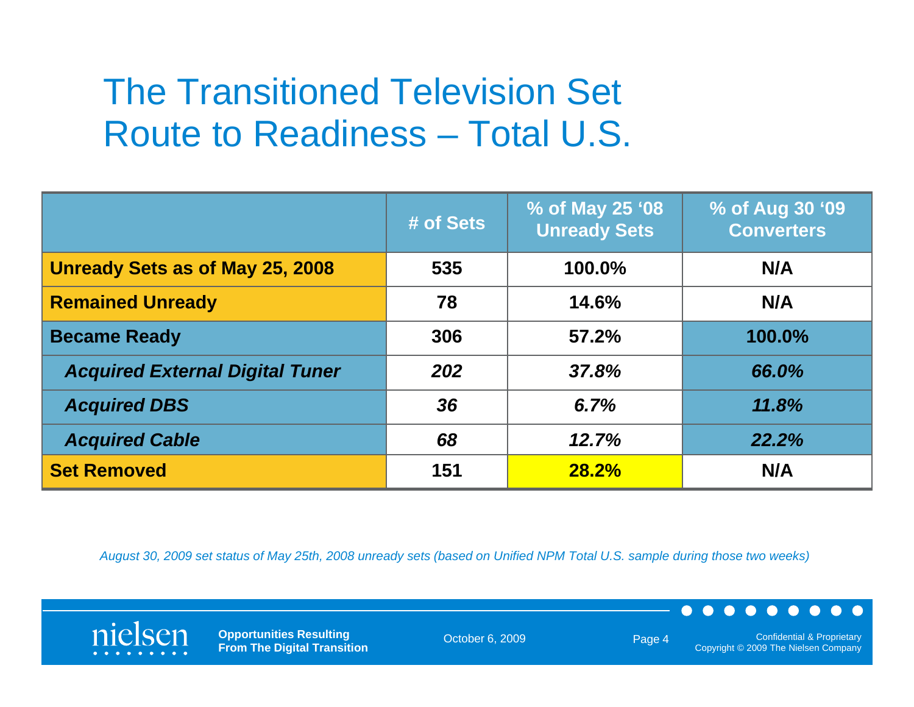# The Transitioned Television Set Route to Readiness – Total U.S.

| | # of Sets | % of May 25 '08 Unready Sets | % of Aug 30 '09 Converters |
|---|---|---|---|
| **Unready Sets as of May 25, 2008** | **535** | **100.0%** | **N/A** |
| **Remained Unready** | **78** | **14.6%** | **N/A** |
| **Became Ready** | **306** | **57.2%** | **100.0%** |
| ***Acquired External Digital Tuner*** | ***202*** | ***37.8%*** | ***66.0%*** |
| ***Acquired DBS*** | ***36*** | ***6.7%*** | ***11.8%*** |
| ***Acquired Cable*** | ***68*** | ***12.7%*** | ***22.2%*** |
| **Set Removed** | **151** | **28.2%** | **N/A** |

*August 30, 2009 set status of May 25th, 2008 unready sets (based on Unified NPM Total U.S. sample during those two weeks)*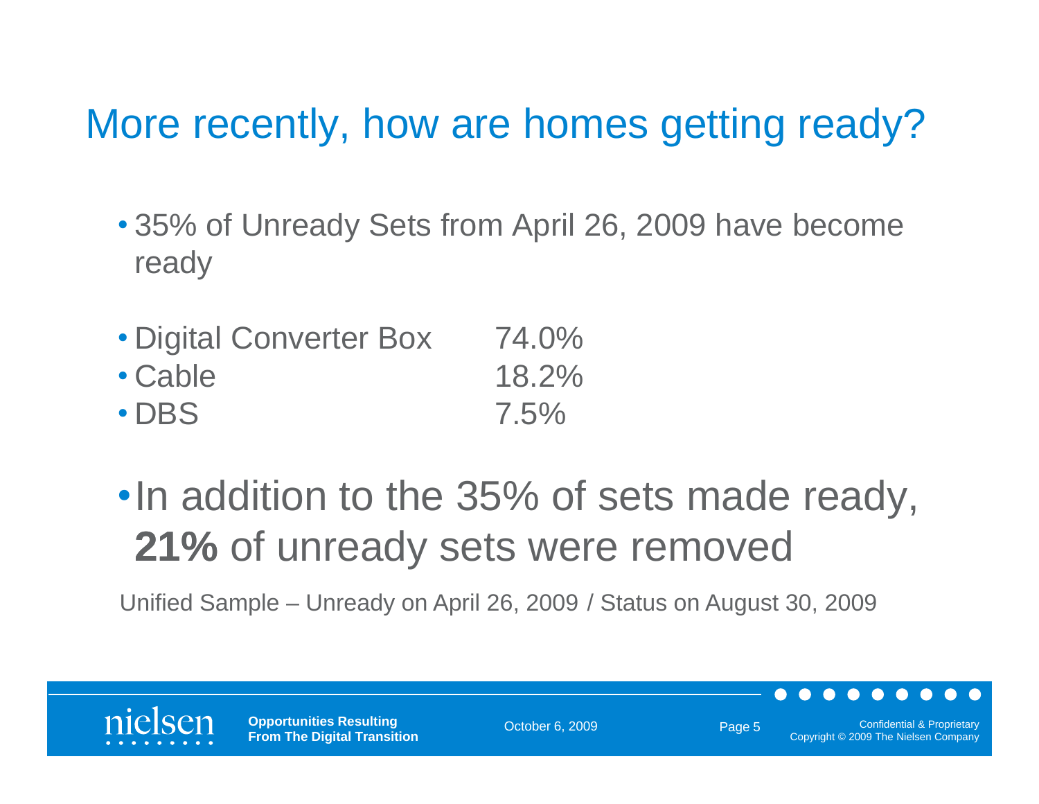# More recently, how are homes getting ready?

- 35% of Unready Sets from April 26, 2009 have become ready

- Digital Converter Box 74.0%
- Cable 18.2%
- DBS 7.5%

- In addition to the 35% of sets made ready, **21%** of unready sets were removed

Unified Sample – Unready on April 26, 2009 / Status on August 30, 2009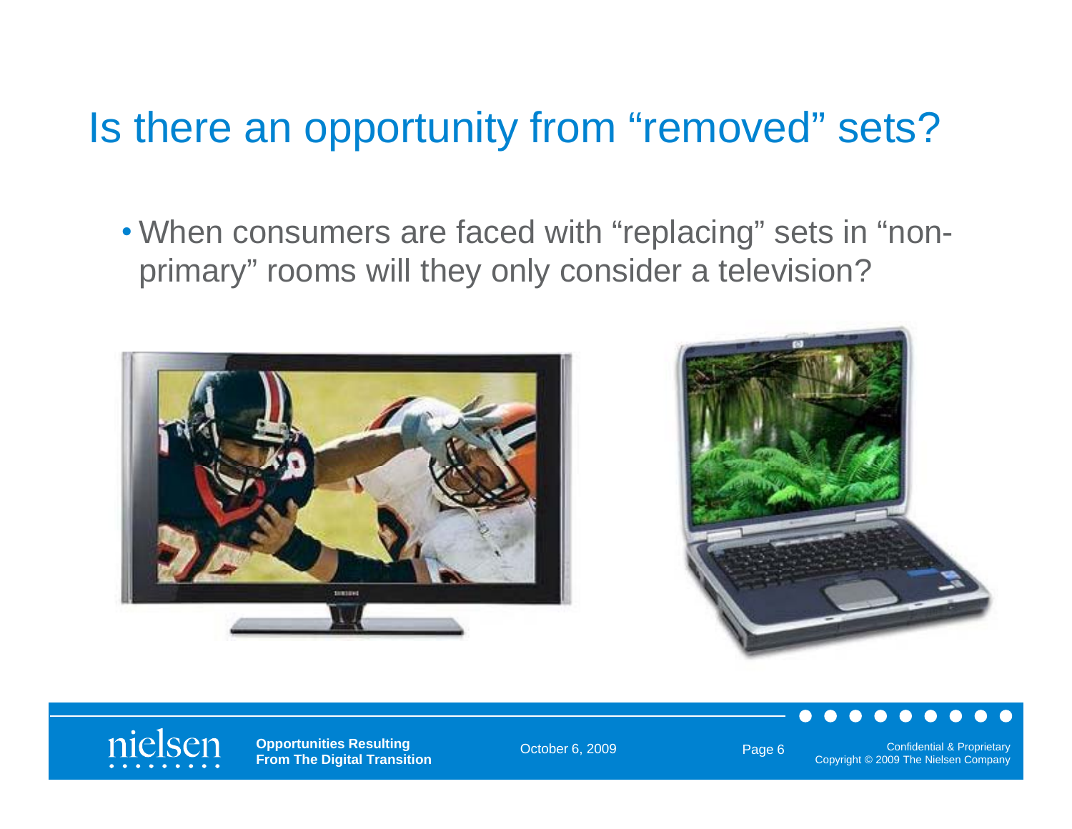# Is there an opportunity from "removed" sets?

- When consumers are faced with "replacing" sets in "non-primary" rooms will they only consider a television?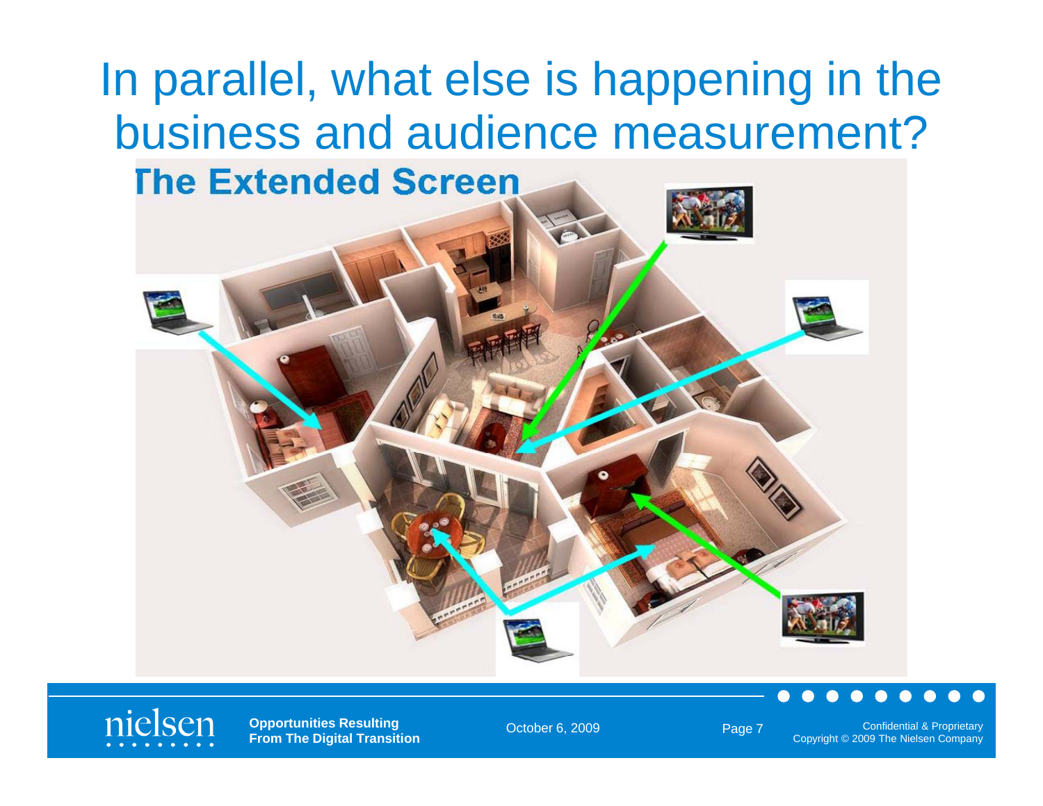# In parallel, what else is happening in the business and audience measurement?

## The Extended Screen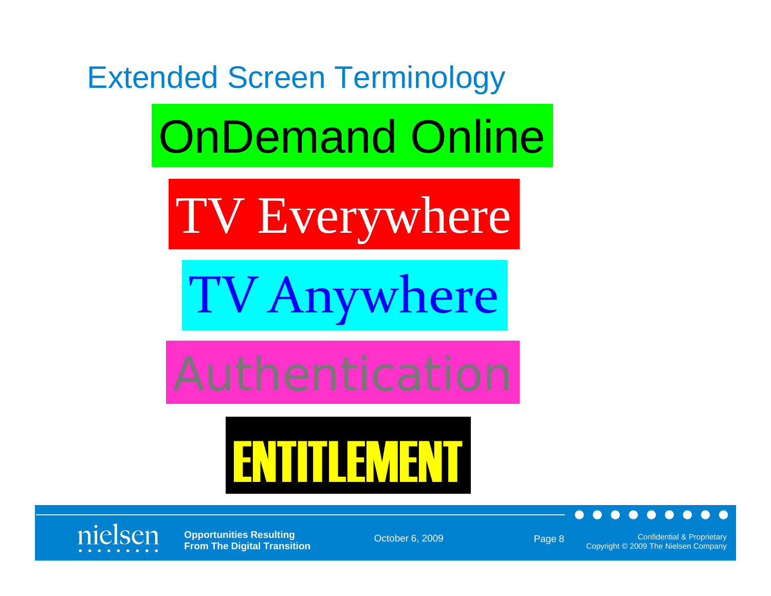# Extended Screen Terminology

OnDemand Online

TV Everywhere

TV Anywhere

Authentication

ENTITLEMENT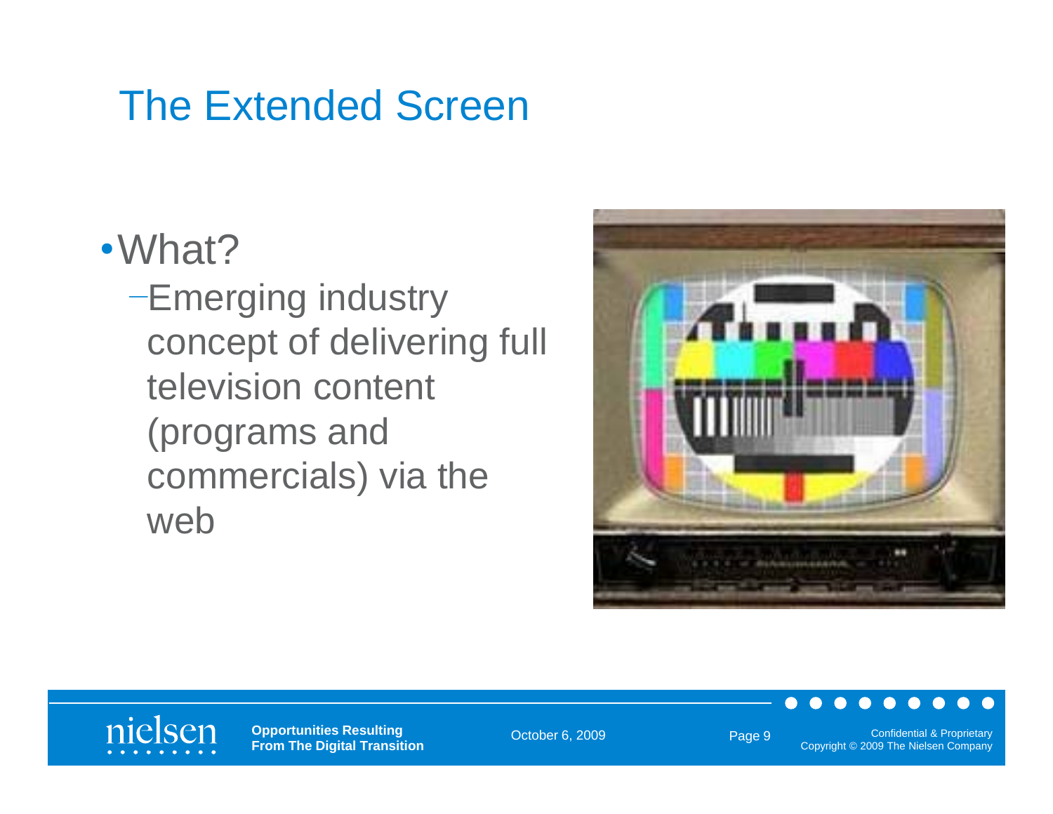# The Extended Screen

- What?
  - Emerging industry concept of delivering full television content (programs and commercials) via the web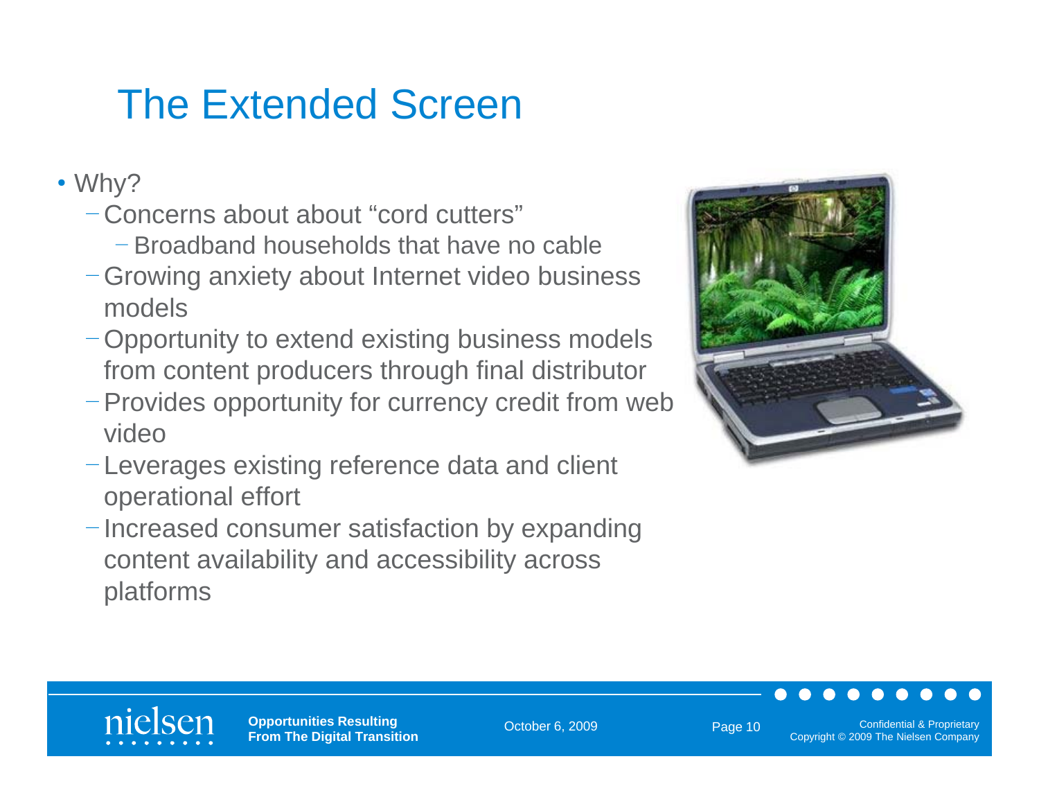# The Extended Screen

- Why?
  - Concerns about about "cord cutters"
    - Broadband households that have no cable
  - Growing anxiety about Internet video business models
  - Opportunity to extend existing business models from content producers through final distributor
  - Provides opportunity for currency credit from web video
  - Leverages existing reference data and client operational effort
  - Increased consumer satisfaction by expanding content availability and accessibility across platforms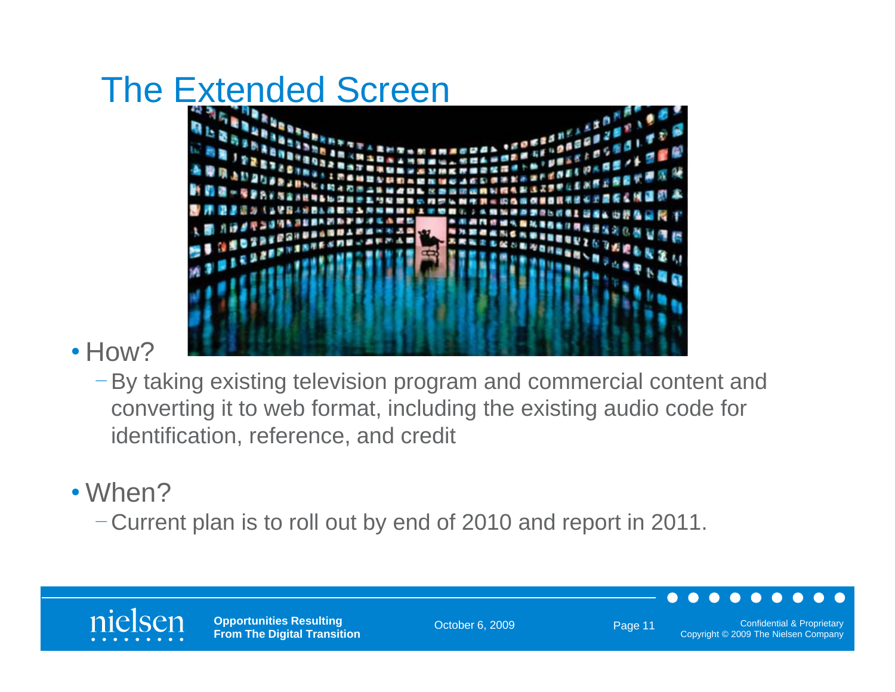# The Extended Screen

- How?
  - By taking existing television program and commercial content and converting it to web format, including the existing audio code for identification, reference, and credit

- When?
  - Current plan is to roll out by end of 2010 and report in 2011.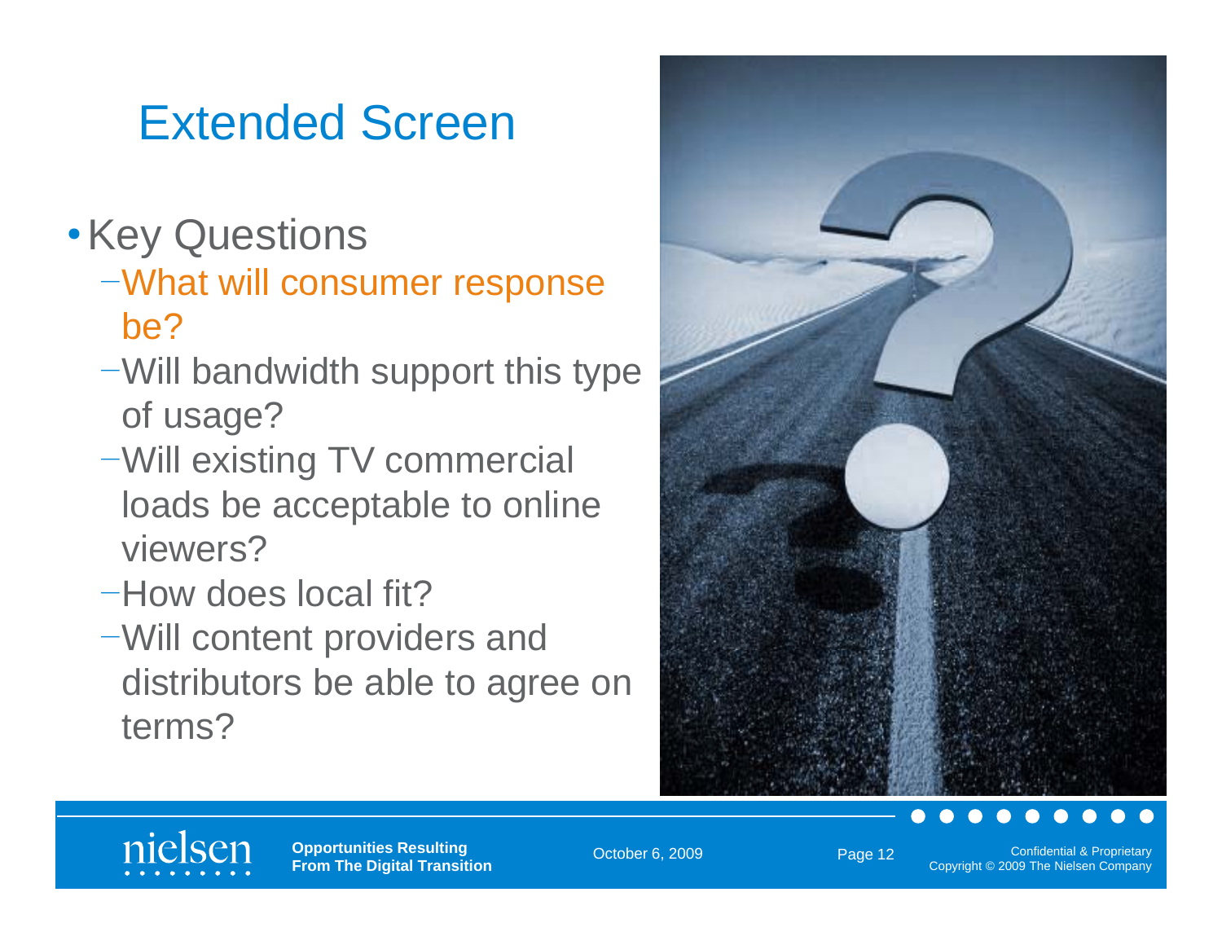# Extended Screen

- Key Questions
  - What will consumer response be?
  - Will bandwidth support this type of usage?
  - Will existing TV commercial loads be acceptable to online viewers?
  - How does local fit?
  - Will content providers and distributors be able to agree on terms?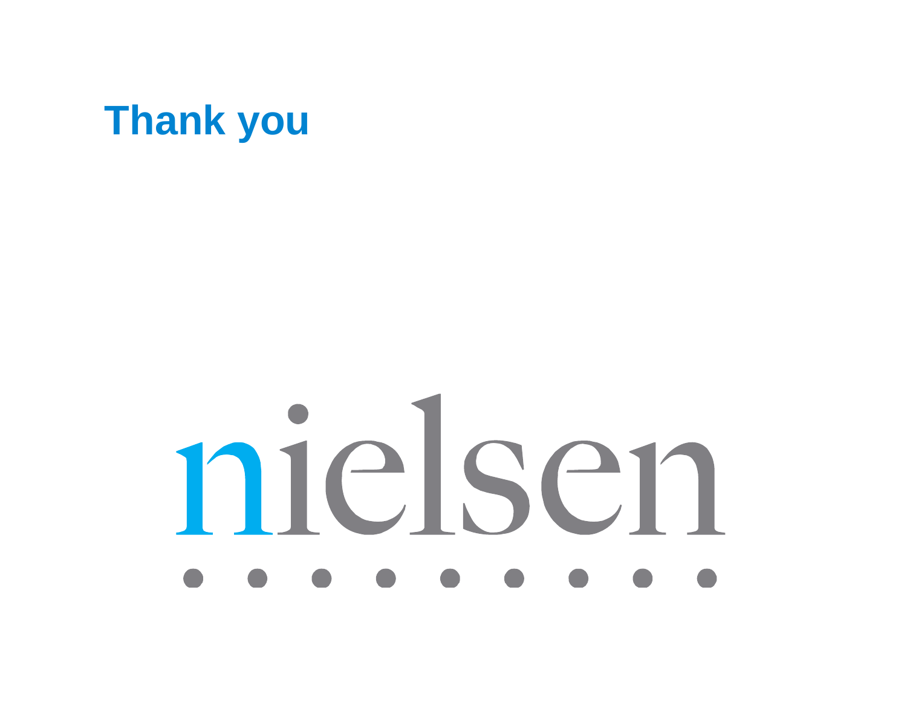# Thank you

nielsen